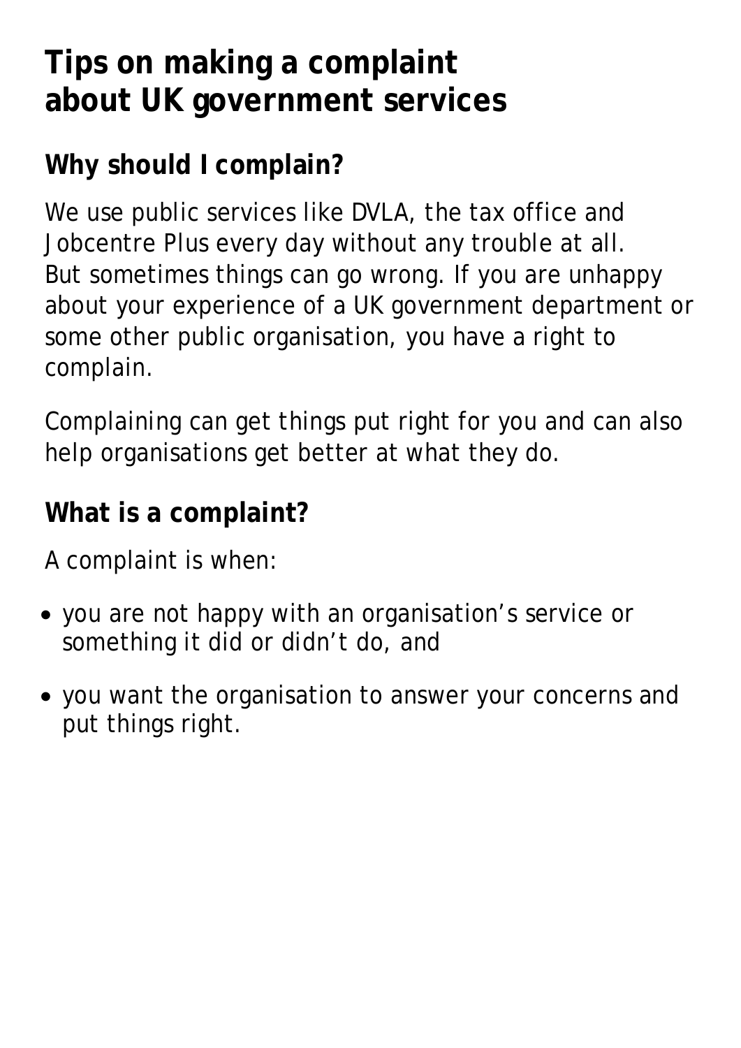# Tips on making a complaint about UK government services

## Why should I complain?

We use public services like DVLA, the tax office and Jobcentre Plus every day without any trouble at all. But sometimes things can go wrong. If you are unhappy about your experience of a UK government department or some other public organisation, you have a right to complain.

Complaining can get things put right for you and can also help organisations get better at what they do.

## What is a complaint?

A complaint is when:

- you are not happy with an organisation's service or something it did or didn't do, and
- you want the organisation to answer your concerns and put things right.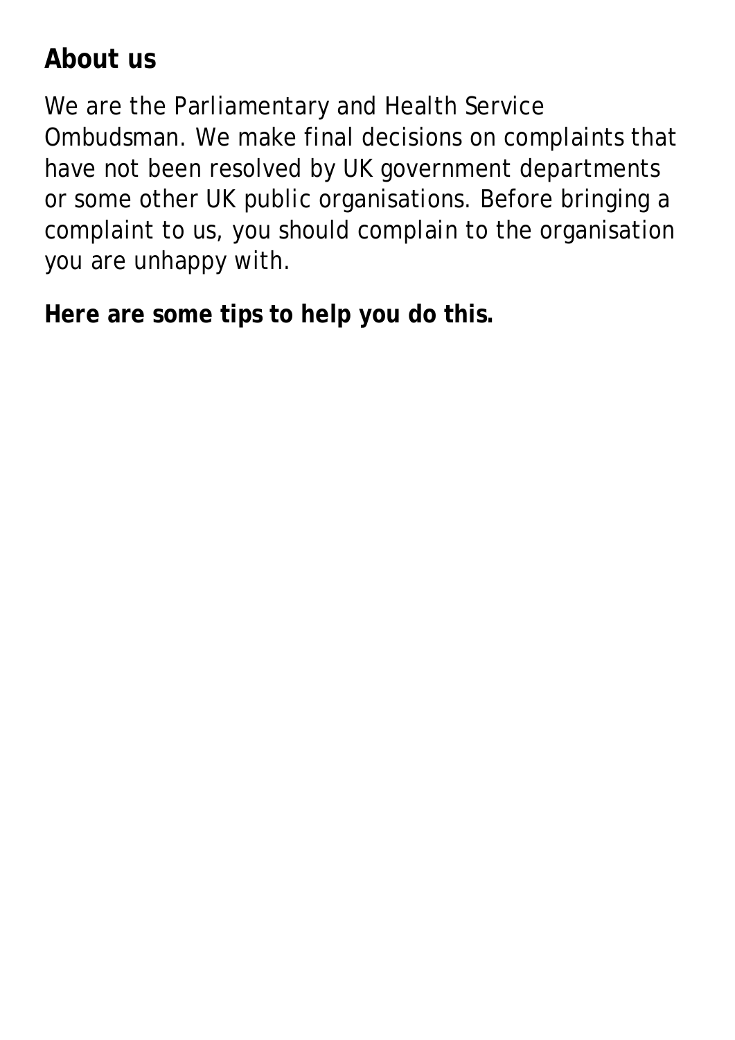## About us

We are the Parliamentary and Health Service Ombudsman. We make final decisions on complaints that have not been resolved by UK government departments or some other UK public organisations. Before bringing a complaint to us, you should complain to the organisation you are unhappy with.

**Here are some tips to help you do this.**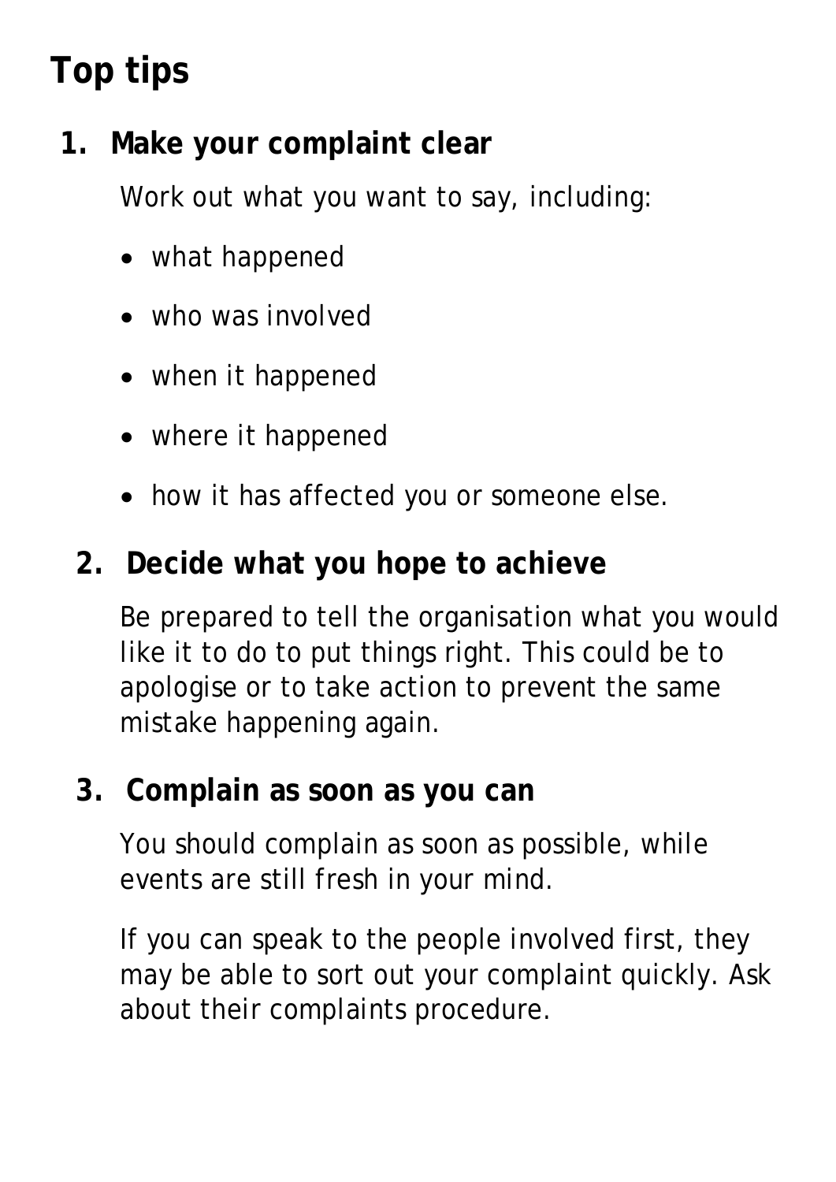# Top tips

## 1. Make your complaint clear

Work out what you want to say, including:

- what happened
- who was involved
- when it happened
- where it happened
- how it has affected you or someone else.

## 2. Decide what you hope to achieve

Be prepared to tell the organisation what you would like it to do to put things right. This could be to apologise or to take action to prevent the same mistake happening again.

## 3. Complain as soon as you can

You should complain as soon as possible, while events are still fresh in your mind.

If you can speak to the people involved first, they may be able to sort out your complaint quickly. Ask about their complaints procedure.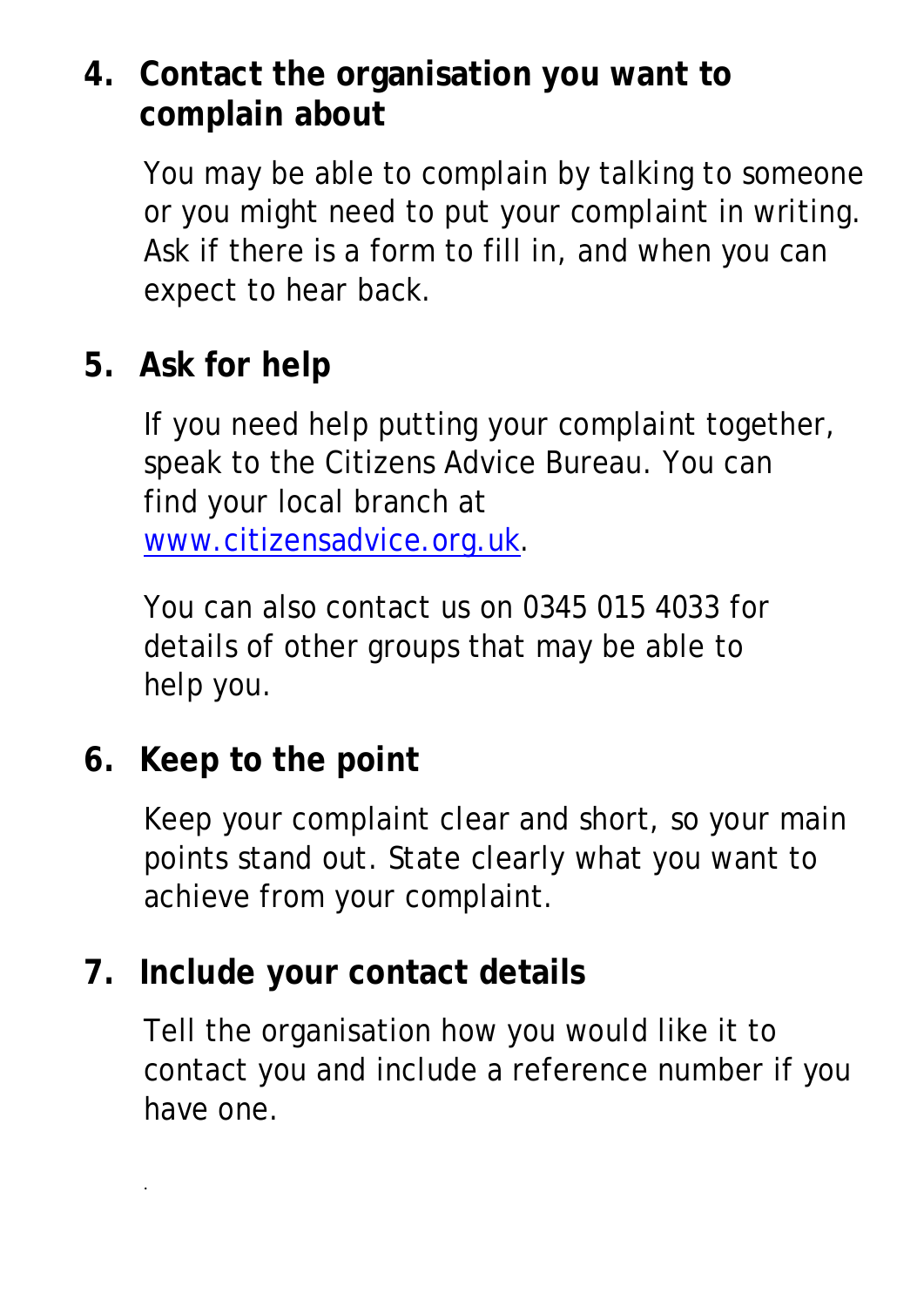4. **Contact the organisation you want to complain about**

   You may be able to complain by talking to someone or you might need to put your complaint in writing. Ask if there is a form to fill in, and when you can expect to hear back.

5. **Ask for help**

   If you need help putting your complaint together, speak to the Citizens Advice Bureau. You can find your local branch at [www.citizensadvice.org.uk](http://www.citizensadvice.org.uk).

   You can also contact us on 0345 015 4033 for details of other groups that may be able to help you.

6. **Keep to the point**

   Keep your complaint clear and short, so your main points stand out. State clearly what you want to achieve from your complaint.

7. **Include your contact details**

   Tell the organisation how you would like it to contact you and include a reference number if you have one.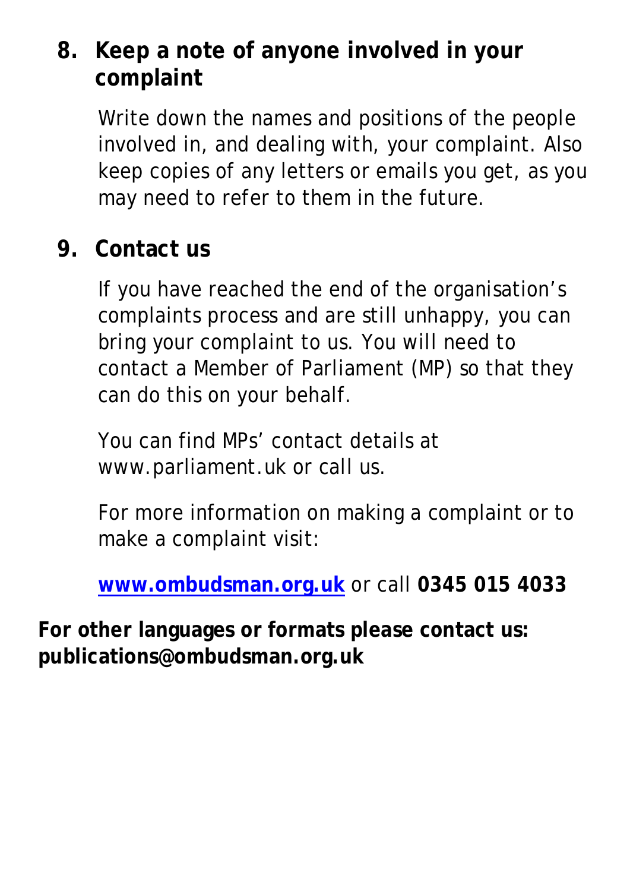## 8. Keep a note of anyone involved in your complaint

Write down the names and positions of the people involved in, and dealing with, your complaint. Also keep copies of any letters or emails you get, as you may need to refer to them in the future.

## 9. Contact us

If you have reached the end of the organisation's complaints process and are still unhappy, you can bring your complaint to us. You will need to contact a Member of Parliament (MP) so that they can do this on your behalf.

You can find MPs' contact details at www.parliament.uk or call us.

For more information on making a complaint or to make a complaint visit:

**www.ombudsman.org.uk** or call **0345 015 4033**

**For other languages or formats please contact us: publications@ombudsman.org.uk**